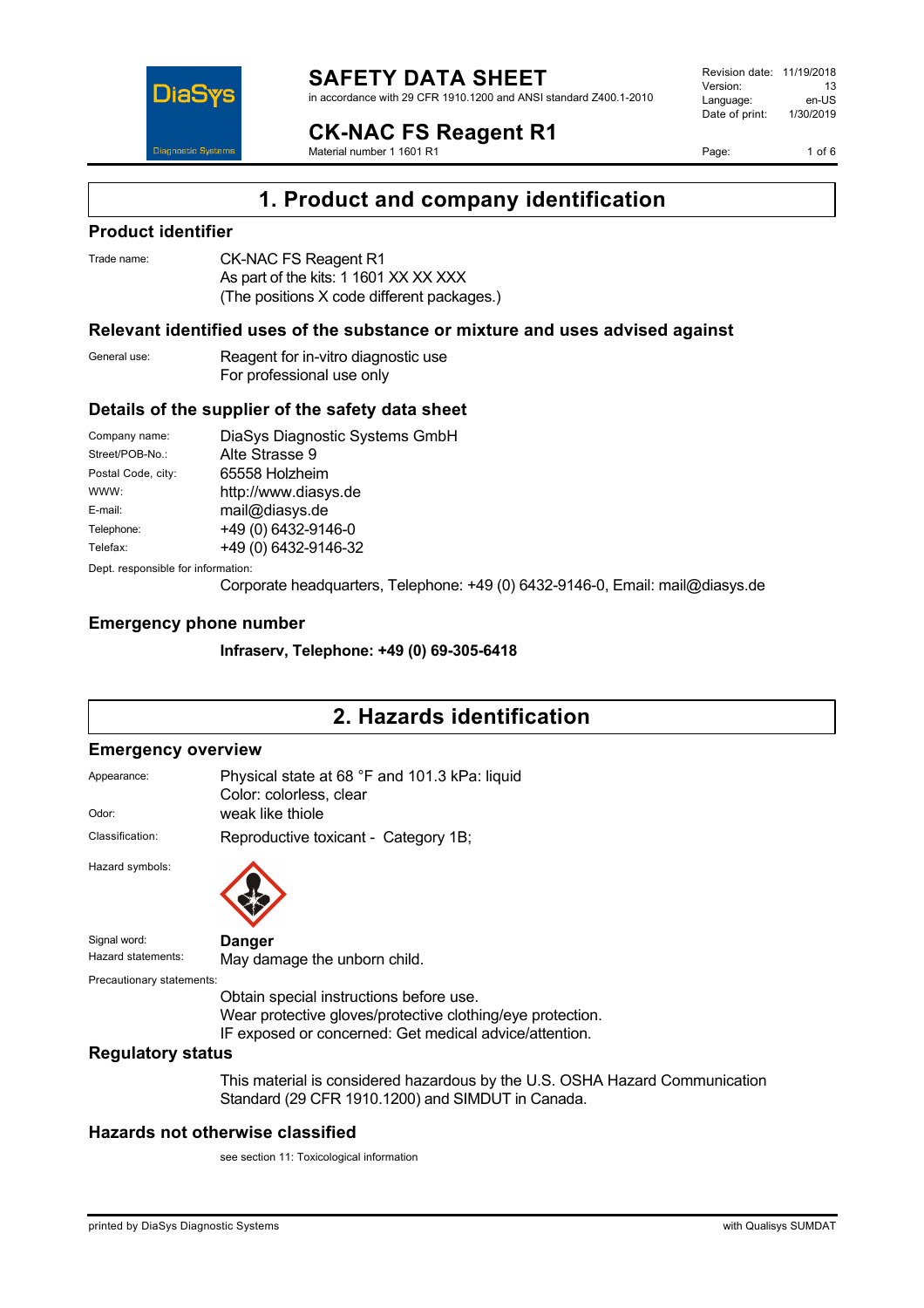# SAFETY DATA SHEET

in accordance with 29 CFR 1910.1200 and ANSI standard Z400.1-2010

| | |
|---|---|
| Revision date: | 11/19/2018 |
| Version: | 13 |
| Language: | en-US |
| Date of print: | 1/30/2019 |

## CK-NAC FS Reagent R1

Material number 1 1601 R1

## 1. Product and company identification

### Product identifier

Trade name: CK-NAC FS Reagent R1
As part of the kits: 1 1601 XX XX XXX
(The positions X code different packages.)

### Relevant identified uses of the substance or mixture and uses advised against

General use: Reagent for in-vitro diagnostic use
For professional use only

### Details of the supplier of the safety data sheet

| | |
|---|---|
| Company name: | DiaSys Diagnostic Systems GmbH |
| Street/POB-No.: | Alte Strasse 9 |
| Postal Code, city: | 65558 Holzheim |
| WWW: | http://www.diasys.de |
| E-mail: | mail@diasys.de |
| Telephone: | +49 (0) 6432-9146-0 |
| Telefax: | +49 (0) 6432-9146-32 |

Dept. responsible for information:
Corporate headquarters, Telephone: +49 (0) 6432-9146-0, Email: mail@diasys.de

### Emergency phone number

**Infraserv, Telephone: +49 (0) 69-305-6418**

## 2. Hazards identification

### Emergency overview

Appearance: Physical state at 68 °F and 101.3 kPa: liquid
Color: colorless, clear

Odor: weak like thiole

Classification: Reproductive toxicant - Category 1B;

Hazard symbols:

Signal word: **Danger**

Hazard statements: May damage the unborn child.

Precautionary statements:
Obtain special instructions before use.
Wear protective gloves/protective clothing/eye protection.
IF exposed or concerned: Get medical advice/attention.

### Regulatory status

This material is considered hazardous by the U.S. OSHA Hazard Communication Standard (29 CFR 1910.1200) and SIMDUT in Canada.

### Hazards not otherwise classified

see section 11: Toxicological information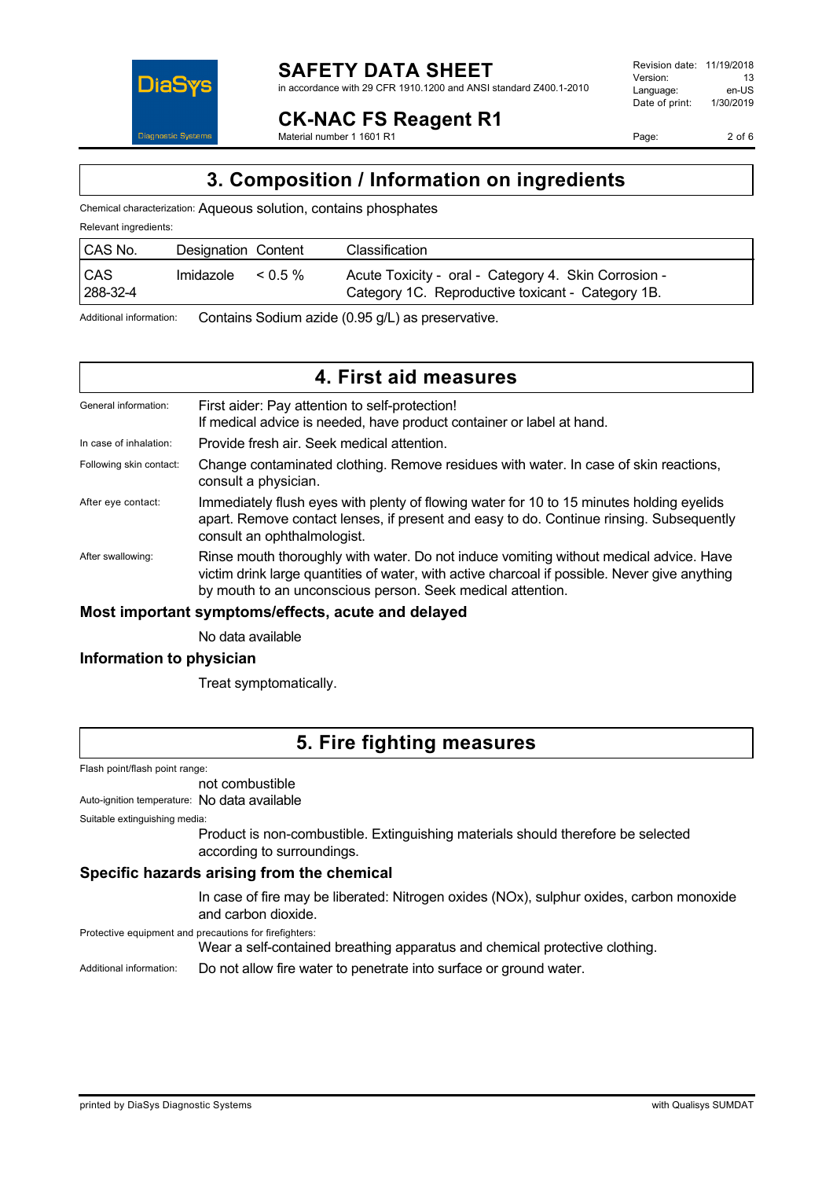## 3. Composition / Information on ingredients

Chemical characterization: Aqueous solution, contains phosphates

Relevant ingredients:

| CAS No. | Designation | Content | Classification |
|---|---|---|---|
| CAS 288-32-4 | Imidazole | < 0.5 % | Acute Toxicity - oral - Category 4. Skin Corrosion - Category 1C. Reproductive toxicant - Category 1B. |

Additional information: Contains Sodium azide (0.95 g/L) as preservative.

## 4. First aid measures

General information: First aider: Pay attention to self-protection!
If medical advice is needed, have product container or label at hand.

In case of inhalation: Provide fresh air. Seek medical attention.

Following skin contact: Change contaminated clothing. Remove residues with water. In case of skin reactions, consult a physician.

After eye contact: Immediately flush eyes with plenty of flowing water for 10 to 15 minutes holding eyelids apart. Remove contact lenses, if present and easy to do. Continue rinsing. Subsequently consult an ophthalmologist.

After swallowing: Rinse mouth thoroughly with water. Do not induce vomiting without medical advice. Have victim drink large quantities of water, with active charcoal if possible. Never give anything by mouth to an unconscious person. Seek medical attention.

### Most important symptoms/effects, acute and delayed

No data available

### Information to physician

Treat symptomatically.

## 5. Fire fighting measures

Flash point/flash point range:
not combustible

Auto-ignition temperature: No data available

Suitable extinguishing media:
Product is non-combustible. Extinguishing materials should therefore be selected according to surroundings.

### Specific hazards arising from the chemical

In case of fire may be liberated: Nitrogen oxides (NOx), sulphur oxides, carbon monoxide and carbon dioxide.

Protective equipment and precautions for firefighters:
Wear a self-contained breathing apparatus and chemical protective clothing.

Additional information: Do not allow fire water to penetrate into surface or ground water.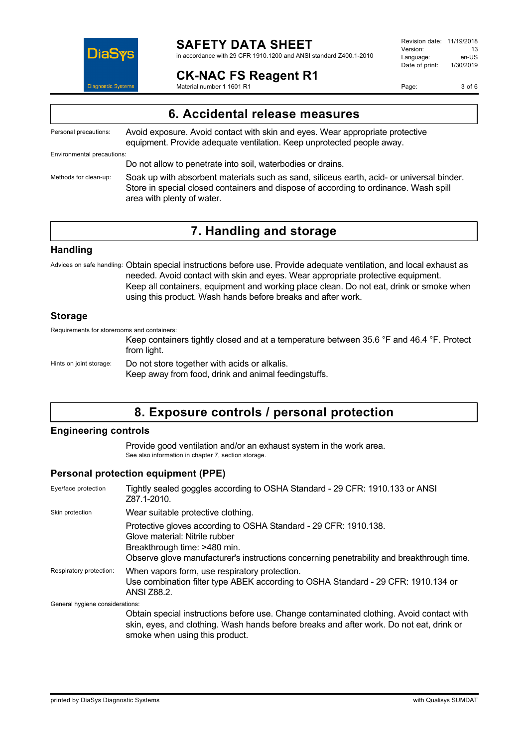## 6. Accidental release measures

Personal precautions: Avoid exposure. Avoid contact with skin and eyes. Wear appropriate protective equipment. Provide adequate ventilation. Keep unprotected people away.

Environmental precautions:

Do not allow to penetrate into soil, waterbodies or drains.

Methods for clean-up: Soak up with absorbent materials such as sand, siliceus earth, acid- or universal binder. Store in special closed containers and dispose of according to ordinance. Wash spill area with plenty of water.

## 7. Handling and storage

### Handling

Advices on safe handling: Obtain special instructions before use. Provide adequate ventilation, and local exhaust as needed. Avoid contact with skin and eyes. Wear appropriate protective equipment. Keep all containers, equipment and working place clean. Do not eat, drink or smoke when using this product. Wash hands before breaks and after work.

### Storage

Requirements for storerooms and containers:

Keep containers tightly closed and at a temperature between 35.6 °F and 46.4 °F. Protect from light.

Hints on joint storage: Do not store together with acids or alkalis.
Keep away from food, drink and animal feedingstuffs.

## 8. Exposure controls / personal protection

### Engineering controls

Provide good ventilation and/or an exhaust system in the work area.
See also information in chapter 7, section storage.

### Personal protection equipment (PPE)

Eye/face protection: Tightly sealed goggles according to OSHA Standard - 29 CFR: 1910.133 or ANSI Z87.1-2010.

Skin protection: Wear suitable protective clothing.

Protective gloves according to OSHA Standard - 29 CFR: 1910.138.
Glove material: Nitrile rubber
Breakthrough time: >480 min.
Observe glove manufacturer's instructions concerning penetrability and breakthrough time.

Respiratory protection: When vapors form, use respiratory protection.
Use combination filter type ABEK according to OSHA Standard - 29 CFR: 1910.134 or ANSI Z88.2.

General hygiene considerations:

Obtain special instructions before use. Change contaminated clothing. Avoid contact with skin, eyes, and clothing. Wash hands before breaks and after work. Do not eat, drink or smoke when using this product.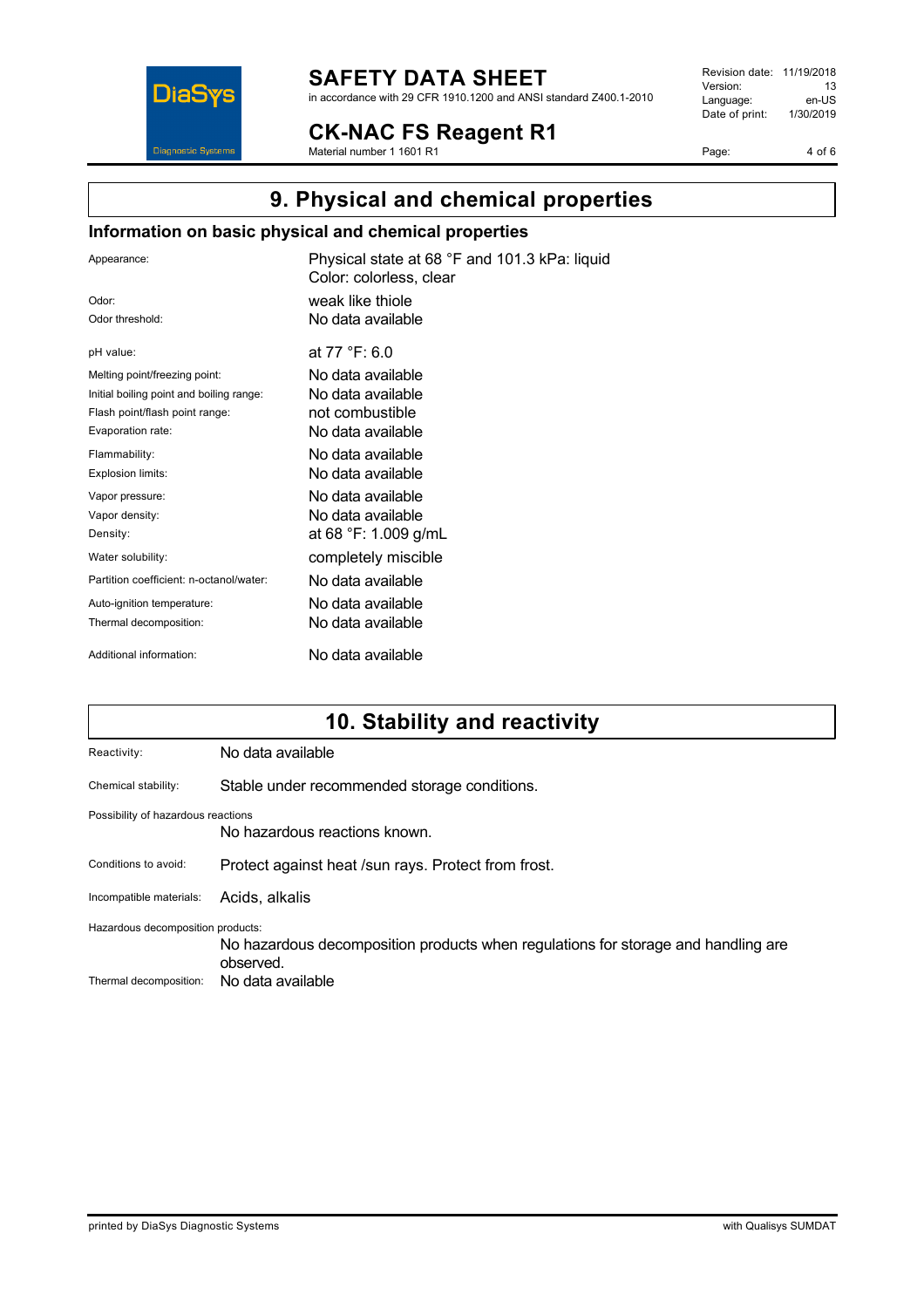## 9. Physical and chemical properties

### Information on basic physical and chemical properties

| | |
|---|---|
| Appearance: | Physical state at 68 °F and 101.3 kPa: liquid<br>Color: colorless, clear |
| Odor: | weak like thiole |
| Odor threshold: | No data available |
| pH value: | at 77 °F: 6.0 |
| Melting point/freezing point: | No data available |
| Initial boiling point and boiling range: | No data available |
| Flash point/flash point range: | not combustible |
| Evaporation rate: | No data available |
| Flammability: | No data available |
| Explosion limits: | No data available |
| Vapor pressure: | No data available |
| Vapor density: | No data available |
| Density: | at 68 °F: 1.009 g/mL |
| Water solubility: | completely miscible |
| Partition coefficient: n-octanol/water: | No data available |
| Auto-ignition temperature: | No data available |
| Thermal decomposition: | No data available |
| Additional information: | No data available |

## 10. Stability and reactivity

Reactivity: No data available

Chemical stability: Stable under recommended storage conditions.

Possibility of hazardous reactions

No hazardous reactions known.

Conditions to avoid: Protect against heat /sun rays. Protect from frost.

Incompatible materials: Acids, alkalis

Hazardous decomposition products:

No hazardous decomposition products when regulations for storage and handling are observed.

Thermal decomposition: No data available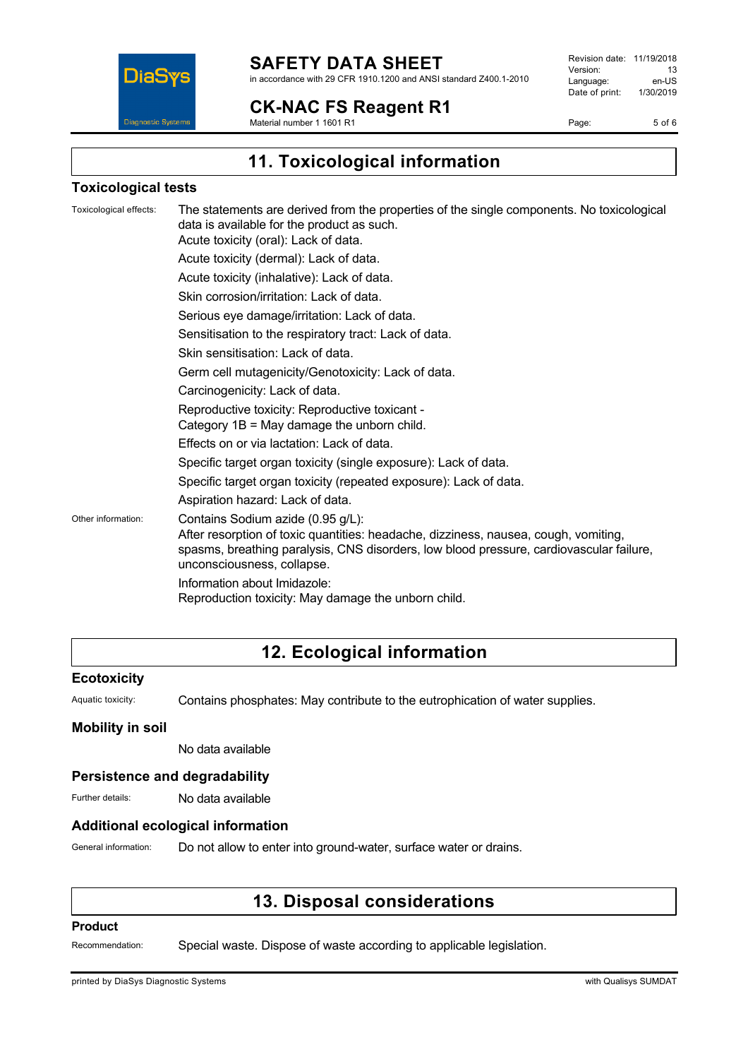## 11. Toxicological information

### Toxicological tests

Toxicological effects: The statements are derived from the properties of the single components. No toxicological data is available for the product as such.

Acute toxicity (oral): Lack of data.

Acute toxicity (dermal): Lack of data.

Acute toxicity (inhalative): Lack of data.

Skin corrosion/irritation: Lack of data.

Serious eye damage/irritation: Lack of data.

Sensitisation to the respiratory tract: Lack of data.

Skin sensitisation: Lack of data.

Germ cell mutagenicity/Genotoxicity: Lack of data.

Carcinogenicity: Lack of data.

Reproductive toxicity: Reproductive toxicant - Category 1B = May damage the unborn child.

Effects on or via lactation: Lack of data.

Specific target organ toxicity (single exposure): Lack of data.

Specific target organ toxicity (repeated exposure): Lack of data.

Aspiration hazard: Lack of data.

Other information: Contains Sodium azide (0.95 g/L):
After resorption of toxic quantities: headache, dizziness, nausea, cough, vomiting, spasms, breathing paralysis, CNS disorders, low blood pressure, cardiovascular failure, unconsciousness, collapse.

Information about Imidazole:
Reproduction toxicity: May damage the unborn child.

## 12. Ecological information

### Ecotoxicity

Aquatic toxicity: Contains phosphates: May contribute to the eutrophication of water supplies.

### Mobility in soil

No data available

### Persistence and degradability

Further details: No data available

### Additional ecological information

General information: Do not allow to enter into ground-water, surface water or drains.

## 13. Disposal considerations

### Product

Recommendation: Special waste. Dispose of waste according to applicable legislation.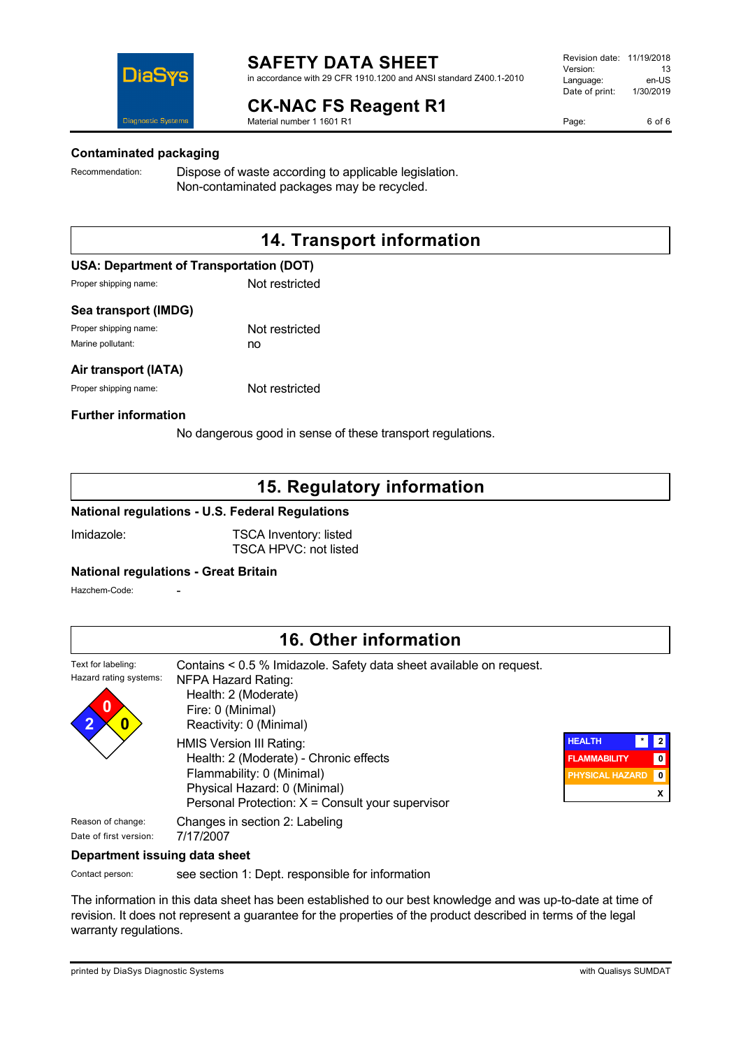### Contaminated packaging

Recommendation: Dispose of waste according to applicable legislation.
Non-contaminated packages may be recycled.

## 14. Transport information

### USA: Department of Transportation (DOT)

Proper shipping name: Not restricted

### Sea transport (IMDG)

Proper shipping name: Not restricted
Marine pollutant: no

### Air transport (IATA)

Proper shipping name: Not restricted

### Further information

No dangerous good in sense of these transport regulations.

## 15. Regulatory information

### National regulations - U.S. Federal Regulations

Imidazole: TSCA Inventory: listed
TSCA HPVC: not listed

### National regulations - Great Britain

Hazchem-Code: -

## 16. Other information

Text for labeling: Contains < 0.5 % Imidazole. Safety data sheet available on request.

Hazard rating systems: NFPA Hazard Rating:
- Health: 2 (Moderate)
- Fire: 0 (Minimal)
- Reactivity: 0 (Minimal)

0
2 0

HMIS Version III Rating:
- Health: 2 (Moderate) - Chronic effects
- Flammability: 0 (Minimal)
- Physical Hazard: 0 (Minimal)
- Personal Protection: X = Consult your supervisor

| | | |
|---|---|---|
| HEALTH | * | 2 |
| FLAMMABILITY | | 0 |
| PHYSICAL HAZARD | | 0 |
| | | X |

Reason of change: Changes in section 2: Labeling
Date of first version: 7/17/2007

### Department issuing data sheet

Contact person: see section 1: Dept. responsible for information

The information in this data sheet has been established to our best knowledge and was up-to-date at time of revision. It does not represent a guarantee for the properties of the product described in terms of the legal warranty regulations.